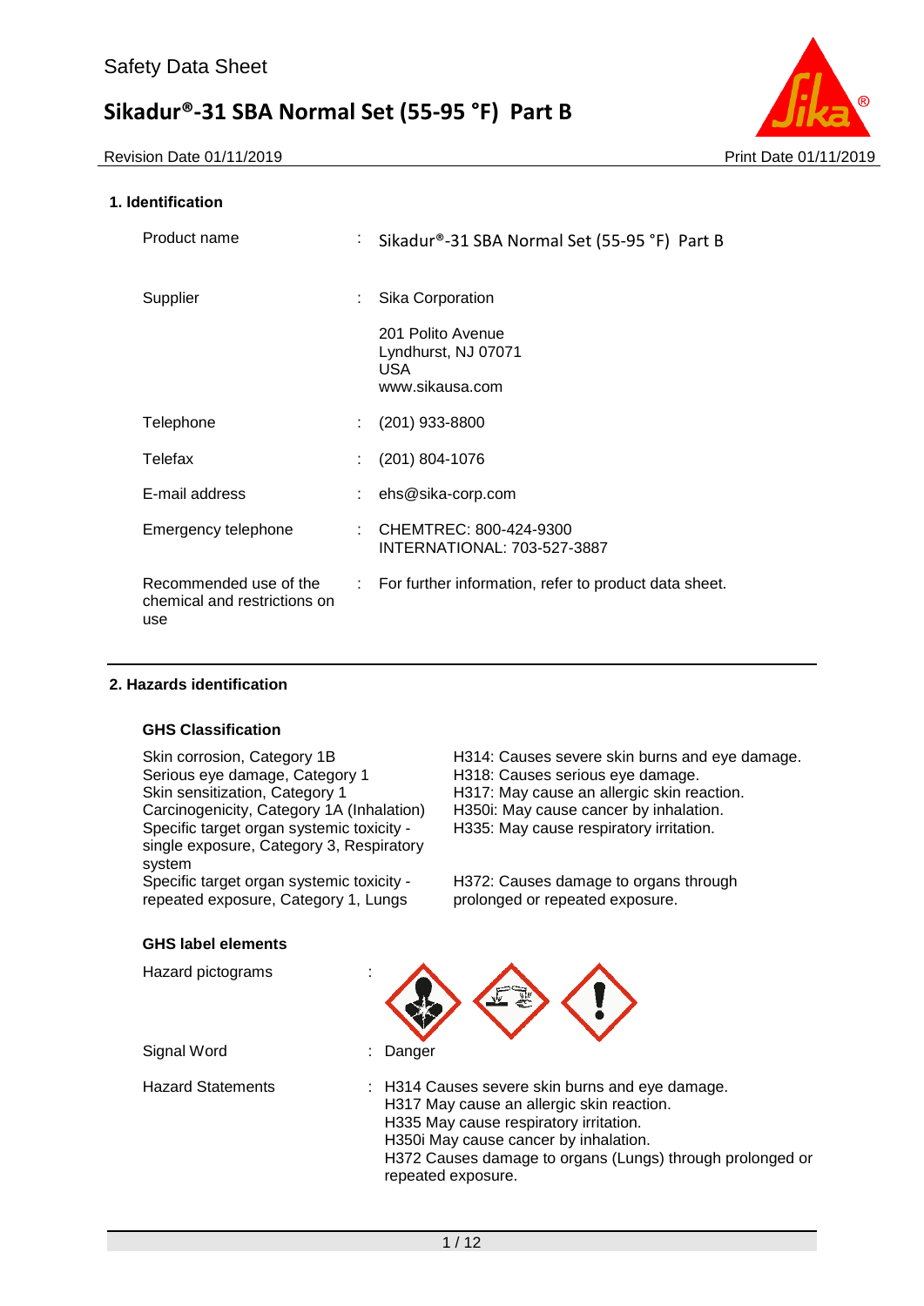Safety Data Sheet

# Sikadur®-31 SBA Normal Set (55-95 °F) Part B

Revision Date 01/11/2019 Print Date 01/11/2019

## 1. Identification

| | | |
|---|---|---|
| Product name | : | Sikadur®-31 SBA Normal Set (55-95 °F) Part B |
| Supplier | : | Sika Corporation<br>201 Polito Avenue<br>Lyndhurst, NJ 07071<br>USA<br>www.sikausa.com |
| Telephone | : | (201) 933-8800 |
| Telefax | : | (201) 804-1076 |
| E-mail address | : | ehs@sika-corp.com |
| Emergency telephone | : | CHEMTREC: 800-424-9300<br>INTERNATIONAL: 703-527-3887 |
| Recommended use of the chemical and restrictions on use | : | For further information, refer to product data sheet. |

## 2. Hazards identification

### GHS Classification

| | |
|---|---|
| Skin corrosion, Category 1B | H314: Causes severe skin burns and eye damage. |
| Serious eye damage, Category 1 | H318: Causes serious eye damage. |
| Skin sensitization, Category 1 | H317: May cause an allergic skin reaction. |
| Carcinogenicity, Category 1A (Inhalation) | H350i: May cause cancer by inhalation. |
| Specific target organ systemic toxicity - single exposure, Category 3, Respiratory system | H335: May cause respiratory irritation. |
| Specific target organ systemic toxicity - repeated exposure, Category 1, Lungs | H372: Causes damage to organs through prolonged or repeated exposure. |

### GHS label elements

Hazard pictograms :

Signal Word : Danger

Hazard Statements :
H314 Causes severe skin burns and eye damage.
H317 May cause an allergic skin reaction.
H335 May cause respiratory irritation.
H350i May cause cancer by inhalation.
H372 Causes damage to organs (Lungs) through prolonged or repeated exposure.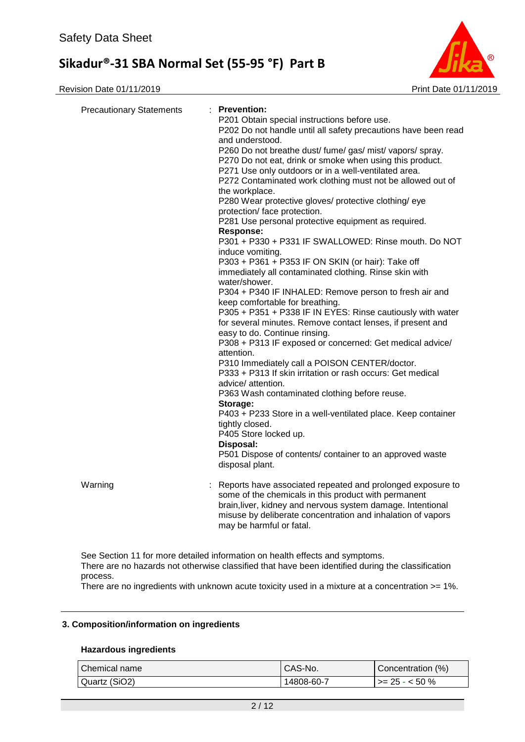Precautionary Statements : **Prevention:**

P201 Obtain special instructions before use.
P202 Do not handle until all safety precautions have been read and understood.
P260 Do not breathe dust/ fume/ gas/ mist/ vapors/ spray.
P270 Do not eat, drink or smoke when using this product.
P271 Use only outdoors or in a well-ventilated area.
P272 Contaminated work clothing must not be allowed out of the workplace.
P280 Wear protective gloves/ protective clothing/ eye protection/ face protection.
P281 Use personal protective equipment as required.

**Response:**

P301 + P330 + P331 IF SWALLOWED: Rinse mouth. Do NOT induce vomiting.
P303 + P361 + P353 IF ON SKIN (or hair): Take off immediately all contaminated clothing. Rinse skin with water/shower.
P304 + P340 IF INHALED: Remove person to fresh air and keep comfortable for breathing.
P305 + P351 + P338 IF IN EYES: Rinse cautiously with water for several minutes. Remove contact lenses, if present and easy to do. Continue rinsing.
P308 + P313 IF exposed or concerned: Get medical advice/ attention.
P310 Immediately call a POISON CENTER/doctor.
P333 + P313 If skin irritation or rash occurs: Get medical advice/ attention.
P363 Wash contaminated clothing before reuse.

**Storage:**

P403 + P233 Store in a well-ventilated place. Keep container tightly closed.
P405 Store locked up.

**Disposal:**

P501 Dispose of contents/ container to an approved waste disposal plant.

Warning : Reports have associated repeated and prolonged exposure to some of the chemicals in this product with permanent brain,liver, kidney and nervous system damage. Intentional misuse by deliberate concentration and inhalation of vapors may be harmful or fatal.

See Section 11 for more detailed information on health effects and symptoms.
There are no hazards not otherwise classified that have been identified during the classification process.
There are no ingredients with unknown acute toxicity used in a mixture at a concentration >= 1%.

## 3. Composition/information on ingredients

### Hazardous ingredients

| Chemical name | CAS-No. | Concentration (%) |
| --- | --- | --- |
| Quartz ($SiO_2$) | 14808-60-7 | >= 25 - < 50 % |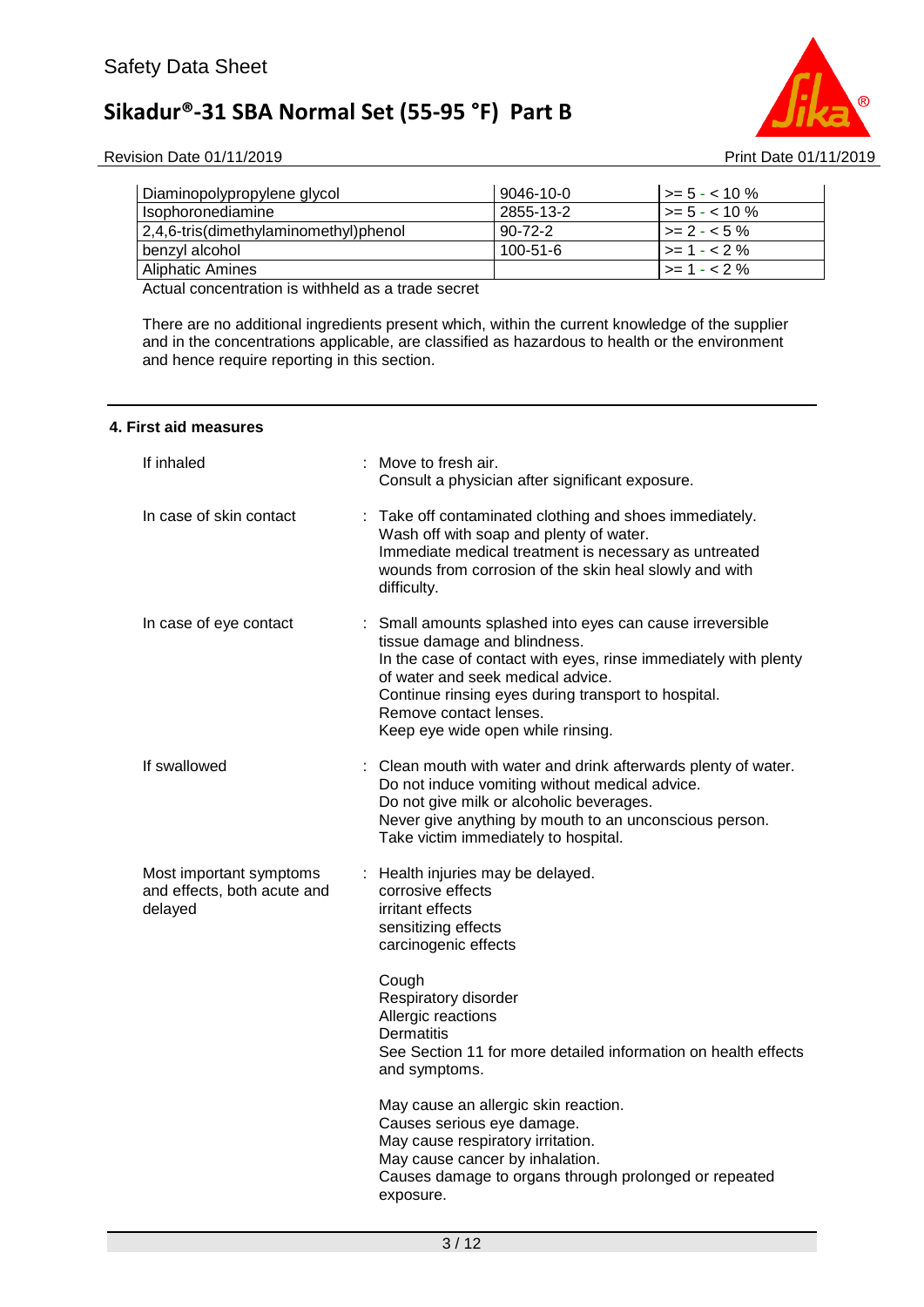| Diaminopolypropylene glycol | 9046-10-0 | >= 5 - < 10 % |
|---|---|---|
| Isophoronediamine | 2855-13-2 | >= 5 - < 10 % |
| 2,4,6-tris(dimethylaminomethyl)phenol | 90-72-2 | >= 2 - < 5 % |
| benzyl alcohol | 100-51-6 | >= 1 - < 2 % |
| Aliphatic Amines | | >= 1 - < 2 % |

Actual concentration is withheld as a trade secret

There are no additional ingredients present which, within the current knowledge of the supplier and in the concentrations applicable, are classified as hazardous to health or the environment and hence require reporting in this section.

## 4. First aid measures

**If inhaled** : Move to fresh air.
Consult a physician after significant exposure.

**In case of skin contact** : Take off contaminated clothing and shoes immediately.
Wash off with soap and plenty of water.
Immediate medical treatment is necessary as untreated wounds from corrosion of the skin heal slowly and with difficulty.

**In case of eye contact** : Small amounts splashed into eyes can cause irreversible tissue damage and blindness.
In the case of contact with eyes, rinse immediately with plenty of water and seek medical advice.
Continue rinsing eyes during transport to hospital.
Remove contact lenses.
Keep eye wide open while rinsing.

**If swallowed** : Clean mouth with water and drink afterwards plenty of water.
Do not induce vomiting without medical advice.
Do not give milk or alcoholic beverages.
Never give anything by mouth to an unconscious person.
Take victim immediately to hospital.

**Most important symptoms and effects, both acute and delayed** : Health injuries may be delayed.
corrosive effects
irritant effects
sensitizing effects
carcinogenic effects

Cough
Respiratory disorder
Allergic reactions
Dermatitis
See Section 11 for more detailed information on health effects and symptoms.

May cause an allergic skin reaction.
Causes serious eye damage.
May cause respiratory irritation.
May cause cancer by inhalation.
Causes damage to organs through prolonged or repeated exposure.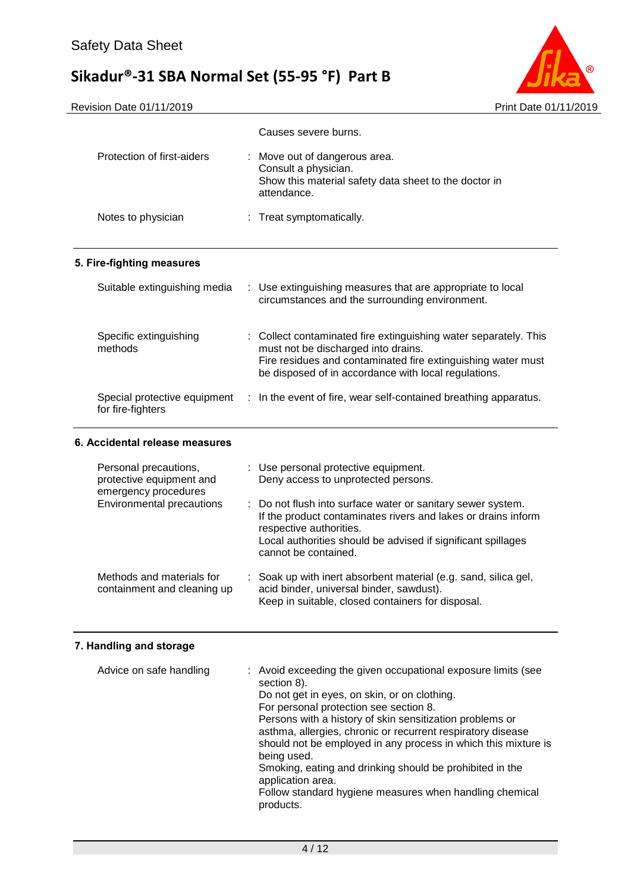Causes severe burns.

| | |
|---|---|
| Protection of first-aiders | : Move out of dangerous area.<br>Consult a physician.<br>Show this material safety data sheet to the doctor in attendance. |
| Notes to physician | : Treat symptomatically. |

## 5. Fire-fighting measures

| | |
|---|---|
| Suitable extinguishing media | : Use extinguishing measures that are appropriate to local circumstances and the surrounding environment. |
| Specific extinguishing methods | : Collect contaminated fire extinguishing water separately. This must not be discharged into drains.<br>Fire residues and contaminated fire extinguishing water must be disposed of in accordance with local regulations. |
| Special protective equipment for fire-fighters | : In the event of fire, wear self-contained breathing apparatus. |

## 6. Accidental release measures

| | |
|---|---|
| Personal precautions, protective equipment and emergency procedures | : Use personal protective equipment.<br>Deny access to unprotected persons. |
| Environmental precautions | : Do not flush into surface water or sanitary sewer system.<br>If the product contaminates rivers and lakes or drains inform respective authorities.<br>Local authorities should be advised if significant spillages cannot be contained. |
| Methods and materials for containment and cleaning up | : Soak up with inert absorbent material (e.g. sand, silica gel, acid binder, universal binder, sawdust).<br>Keep in suitable, closed containers for disposal. |

## 7. Handling and storage

| | |
|---|---|
| Advice on safe handling | : Avoid exceeding the given occupational exposure limits (see section 8).<br>Do not get in eyes, on skin, or on clothing.<br>For personal protection see section 8.<br>Persons with a history of skin sensitization problems or asthma, allergies, chronic or recurrent respiratory disease should not be employed in any process in which this mixture is being used.<br>Smoking, eating and drinking should be prohibited in the application area.<br>Follow standard hygiene measures when handling chemical products. |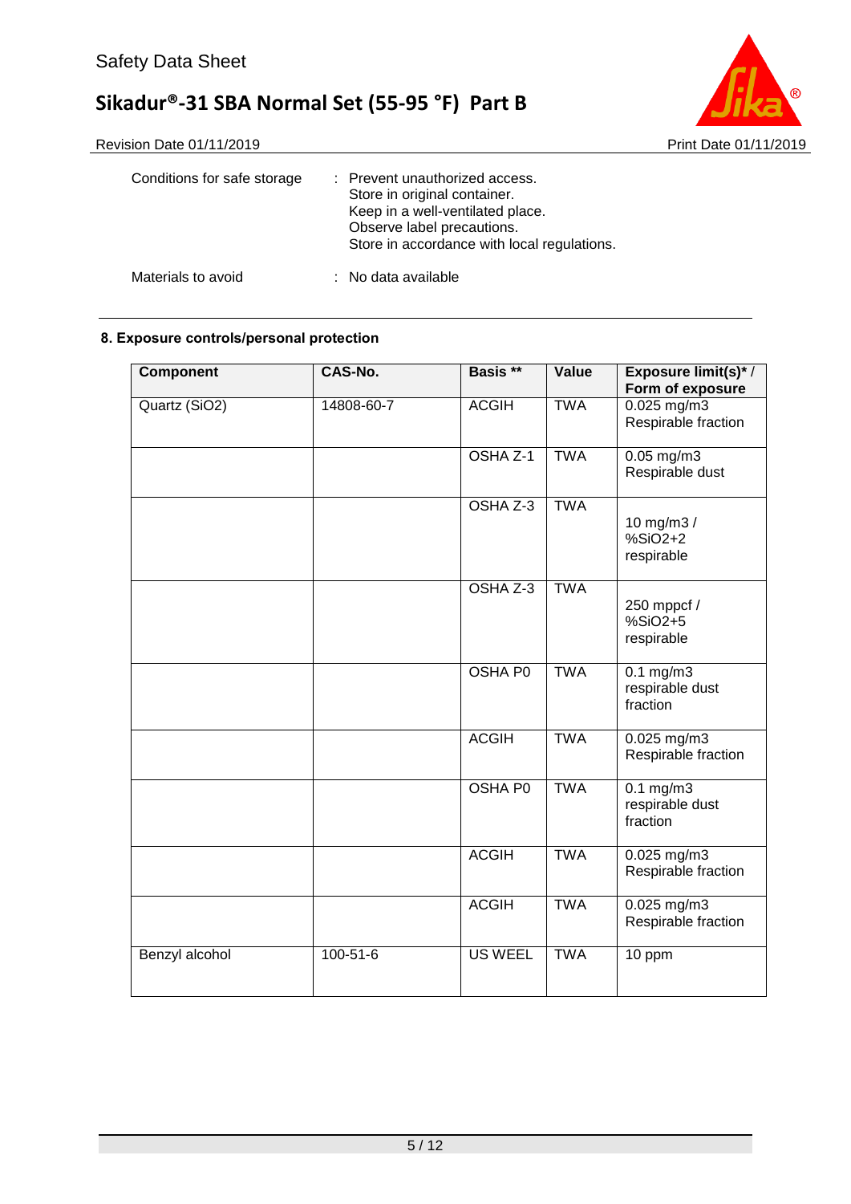Conditions for safe storage : Prevent unauthorized access.
Store in original container.
Keep in a well-ventilated place.
Observe label precautions.
Store in accordance with local regulations.

Materials to avoid : No data available

## 8. Exposure controls/personal protection

| Component | CAS-No. | Basis ** | Value | Exposure limit(s)* / Form of exposure |
|---|---|---|---|---|
| Quartz ($SiO_2$) | 14808-60-7 | ACGIH | TWA | 0.025 mg/m3 Respirable fraction |
| | | OSHA Z-1 | TWA | 0.05 mg/m3 Respirable dust |
| | | OSHA Z-3 | TWA | 10 mg/m3 / %SiO2+2 respirable |
| | | OSHA Z-3 | TWA | 250 mppcf / %SiO2+5 respirable |
| | | OSHA P0 | TWA | 0.1 mg/m3 respirable dust fraction |
| | | ACGIH | TWA | 0.025 mg/m3 Respirable fraction |
| | | OSHA P0 | TWA | 0.1 mg/m3 respirable dust fraction |
| | | ACGIH | TWA | 0.025 mg/m3 Respirable fraction |
| | | ACGIH | TWA | 0.025 mg/m3 Respirable fraction |
| Benzyl alcohol | 100-51-6 | US WEEL | TWA | 10 ppm |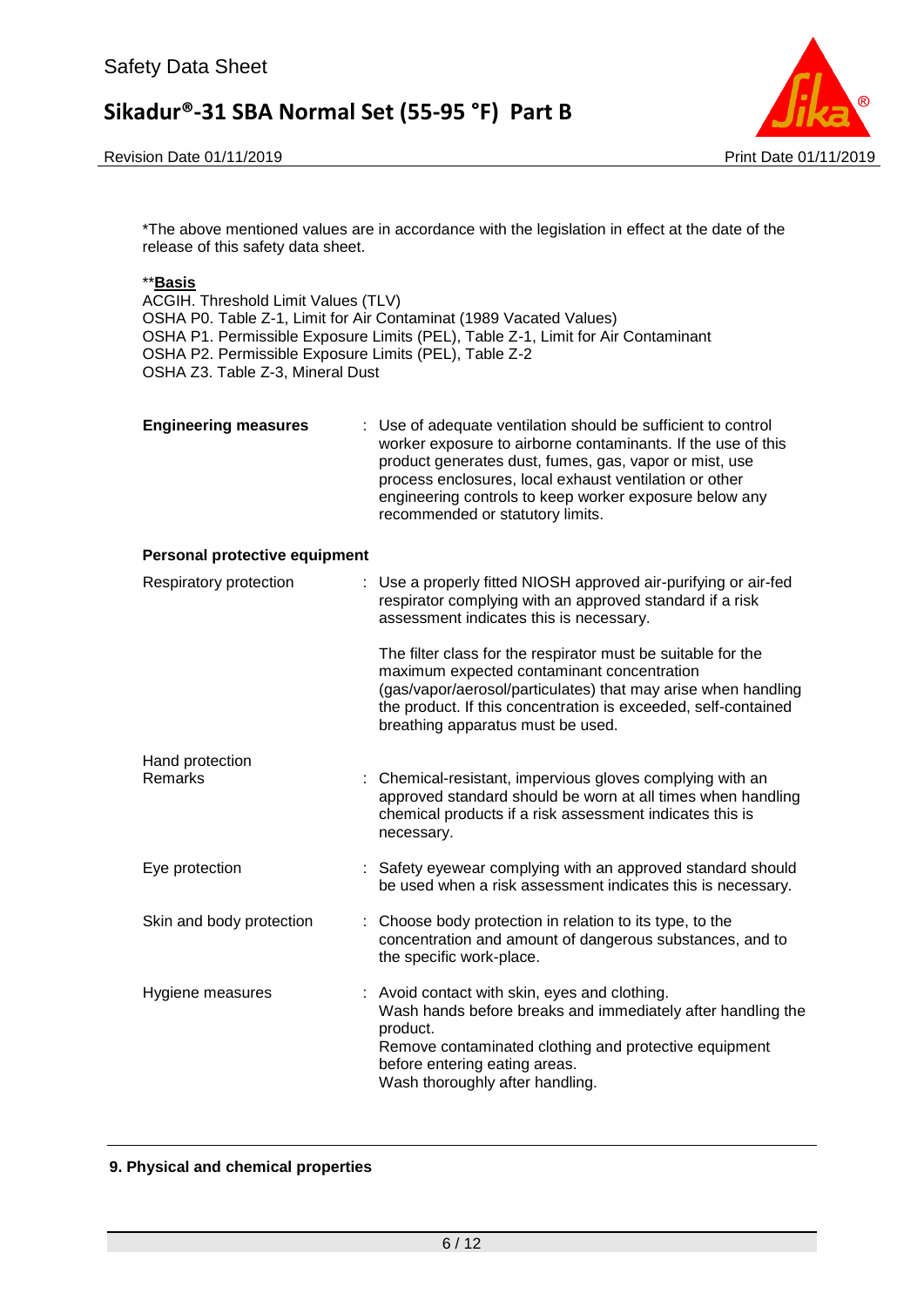*The above mentioned values are in accordance with the legislation in effect at the date of the release of this safety data sheet.

**__Basis__**

ACGIH. Threshold Limit Values (TLV)
OSHA P0. Table Z-1, Limit for Air Contaminat (1989 Vacated Values)
OSHA P1. Permissible Exposure Limits (PEL), Table Z-1, Limit for Air Contaminant
OSHA P2. Permissible Exposure Limits (PEL), Table Z-2
OSHA Z3. Table Z-3, Mineral Dust

**Engineering measures** : Use of adequate ventilation should be sufficient to control worker exposure to airborne contaminants. If the use of this product generates dust, fumes, gas, vapor or mist, use process enclosures, local exhaust ventilation or other engineering controls to keep worker exposure below any recommended or statutory limits.

**Personal protective equipment**

Respiratory protection : Use a properly fitted NIOSH approved air-purifying or air-fed respirator complying with an approved standard if a risk assessment indicates this is necessary.

The filter class for the respirator must be suitable for the maximum expected contaminant concentration (gas/vapor/aerosol/particulates) that may arise when handling the product. If this concentration is exceeded, self-contained breathing apparatus must be used.

Hand protection
Remarks : Chemical-resistant, impervious gloves complying with an approved standard should be worn at all times when handling chemical products if a risk assessment indicates this is necessary.

Eye protection : Safety eyewear complying with an approved standard should be used when a risk assessment indicates this is necessary.

Skin and body protection : Choose body protection in relation to its type, to the concentration and amount of dangerous substances, and to the specific work-place.

Hygiene measures : Avoid contact with skin, eyes and clothing.
Wash hands before breaks and immediately after handling the product.
Remove contaminated clothing and protective equipment before entering eating areas.
Wash thoroughly after handling.

## 9. Physical and chemical properties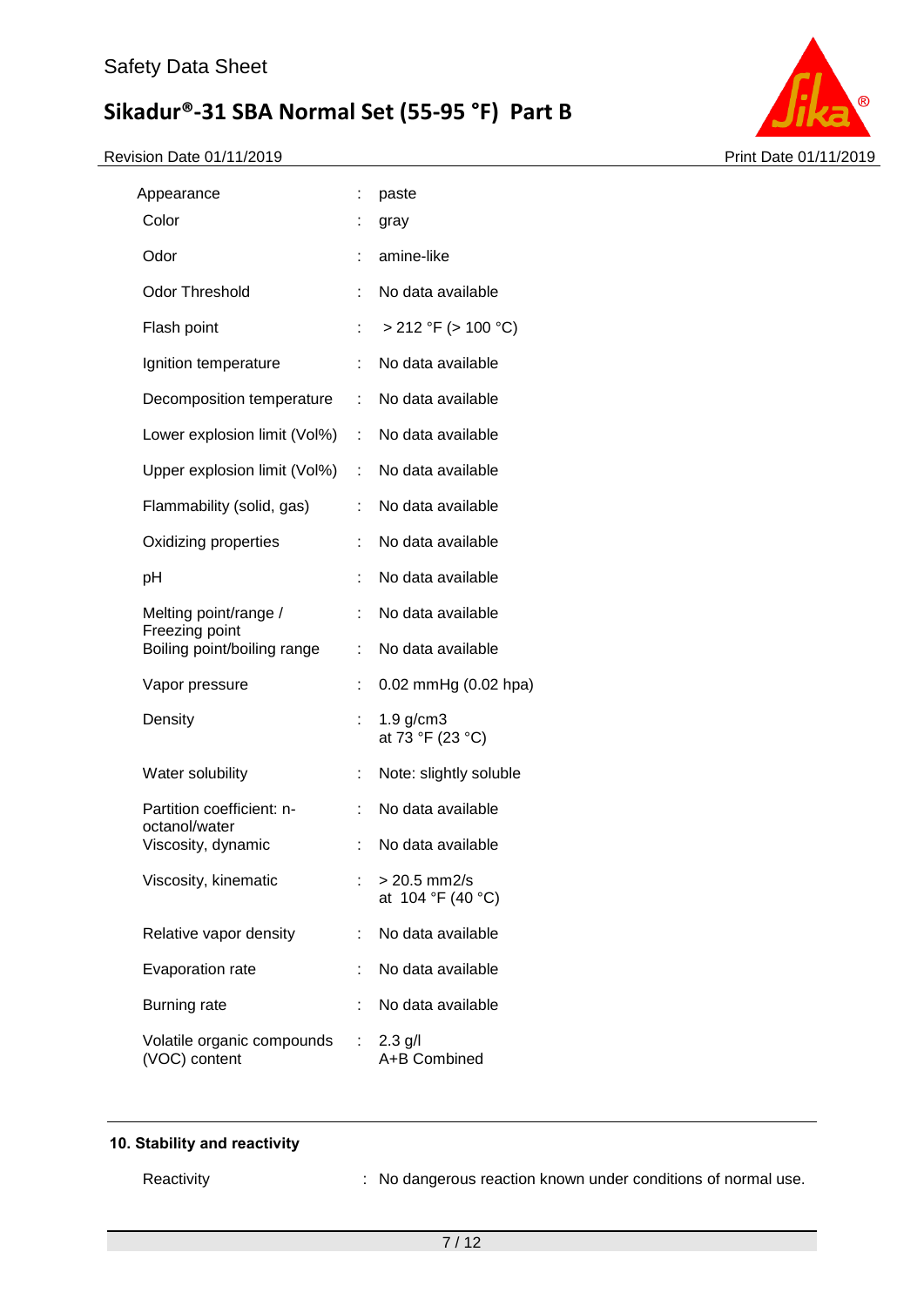| Property | | Value |
|---|---|---|
| Appearance | : | paste |
| Color | : | gray |
| Odor | : | amine-like |
| Odor Threshold | : | No data available |
| Flash point | : | > 212 °F (> 100 °C) |
| Ignition temperature | : | No data available |
| Decomposition temperature | : | No data available |
| Lower explosion limit (Vol%) | : | No data available |
| Upper explosion limit (Vol%) | : | No data available |
| Flammability (solid, gas) | : | No data available |
| Oxidizing properties | : | No data available |
| pH | : | No data available |
| Melting point/range / Freezing point | : | No data available |
| Boiling point/boiling range | : | No data available |
| Vapor pressure | : | 0.02 mmHg (0.02 hpa) |
| Density | : | 1.9 g/cm3 at 73 °F (23 °C) |
| Water solubility | : | Note: slightly soluble |
| Partition coefficient: n-octanol/water | : | No data available |
| Viscosity, dynamic | : | No data available |
| Viscosity, kinematic | : | > 20.5 mm2/s at 104 °F (40 °C) |
| Relative vapor density | : | No data available |
| Evaporation rate | : | No data available |
| Burning rate | : | No data available |
| Volatile organic compounds (VOC) content | : | 2.3 g/l A+B Combined |

## 10. Stability and reactivity

| | | |
|---|---|---|
| Reactivity | : | No dangerous reaction known under conditions of normal use. |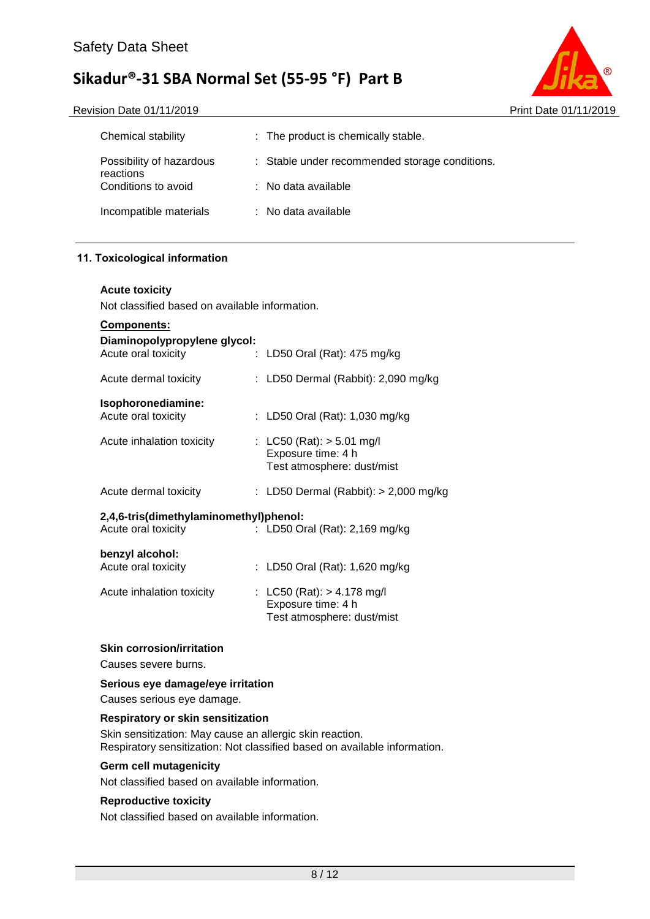| | |
|---|---|
| Chemical stability | : The product is chemically stable. |
| Possibility of hazardous reactions | : Stable under recommended storage conditions. |
| Conditions to avoid | : No data available |
| Incompatible materials | : No data available |

## 11. Toxicological information

**Acute toxicity**

Not classified based on available information.

**Components:**

**Diaminopolypropylene glycol:**

| | |
|---|---|
| Acute oral toxicity | : LD50 Oral (Rat): 475 mg/kg |
| Acute dermal toxicity | : LD50 Dermal (Rabbit): 2,090 mg/kg |

**Isophoronediamine:**

| | |
|---|---|
| Acute oral toxicity | : LD50 Oral (Rat): 1,030 mg/kg |
| Acute inhalation toxicity | : LC50 (Rat): > 5.01 mg/l<br>Exposure time: 4 h<br>Test atmosphere: dust/mist |
| Acute dermal toxicity | : LD50 Dermal (Rabbit): > 2,000 mg/kg |

**2,4,6-tris(dimethylaminomethyl)phenol:**

| | |
|---|---|
| Acute oral toxicity | : LD50 Oral (Rat): 2,169 mg/kg |

**benzyl alcohol:**

| | |
|---|---|
| Acute oral toxicity | : LD50 Oral (Rat): 1,620 mg/kg |
| Acute inhalation toxicity | : LC50 (Rat): > 4.178 mg/l<br>Exposure time: 4 h<br>Test atmosphere: dust/mist |

**Skin corrosion/irritation**

Causes severe burns.

**Serious eye damage/eye irritation**

Causes serious eye damage.

**Respiratory or skin sensitization**

Skin sensitization: May cause an allergic skin reaction.
Respiratory sensitization: Not classified based on available information.

**Germ cell mutagenicity**

Not classified based on available information.

**Reproductive toxicity**

Not classified based on available information.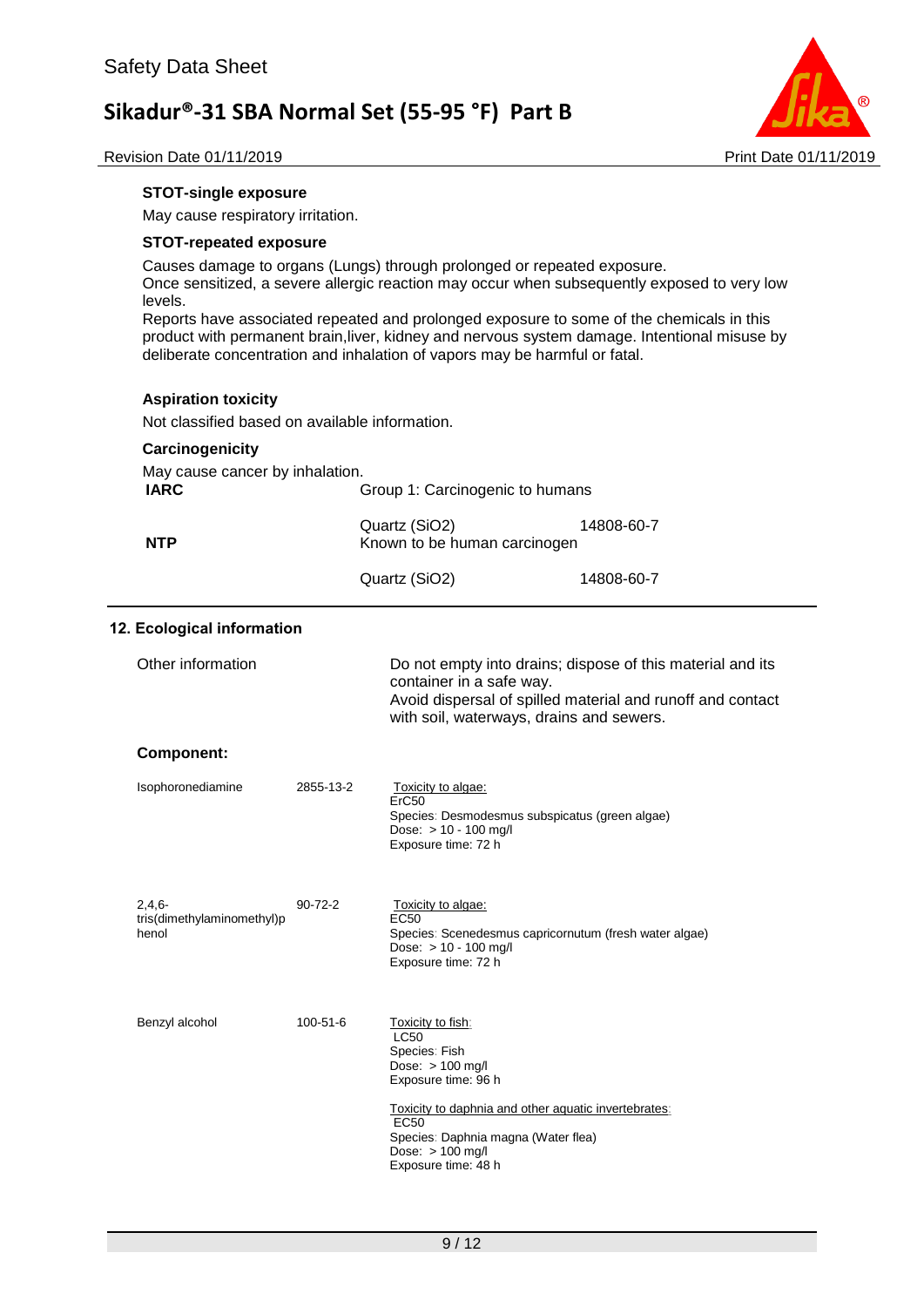**STOT-single exposure**

May cause respiratory irritation.

**STOT-repeated exposure**

Causes damage to organs (Lungs) through prolonged or repeated exposure.
Once sensitized, a severe allergic reaction may occur when subsequently exposed to very low levels.
Reports have associated repeated and prolonged exposure to some of the chemicals in this product with permanent brain,liver, kidney and nervous system damage. Intentional misuse by deliberate concentration and inhalation of vapors may be harmful or fatal.

**Aspiration toxicity**

Not classified based on available information.

**Carcinogenicity**

May cause cancer by inhalation.

| | | |
|---|---|---|
| **IARC** | Group 1: Carcinogenic to humans | |
| | Quartz ($SiO_2$) | 14808-60-7 |
| **NTP** | Known to be human carcinogen | |
| | Quartz ($SiO_2$) | 14808-60-7 |

## 12. Ecological information

| | |
|---|---|
| Other information | Do not empty into drains; dispose of this material and its container in a safe way.<br>Avoid dispersal of spilled material and runoff and contact with soil, waterways, drains and sewers. |

**Component:**

| | | |
|---|---|---|
| Isophoronediamine | 2855-13-2 | Toxicity to algae:<br>ErC50<br>Species: Desmodesmus subspicatus (green algae)<br>Dose: > 10 - 100 mg/l<br>Exposure time: 72 h |
| 2,4,6-tris(dimethylaminomethyl)phenol | 90-72-2 | Toxicity to algae:<br>EC50<br>Species: Scenedesmus capricornutum (fresh water algae)<br>Dose: > 10 - 100 mg/l<br>Exposure time: 72 h |
| Benzyl alcohol | 100-51-6 | Toxicity to fish:<br>LC50<br>Species: Fish<br>Dose: > 100 mg/l<br>Exposure time: 96 h<br><br>Toxicity to daphnia and other aquatic invertebrates:<br>EC50<br>Species: Daphnia magna (Water flea)<br>Dose: > 100 mg/l<br>Exposure time: 48 h |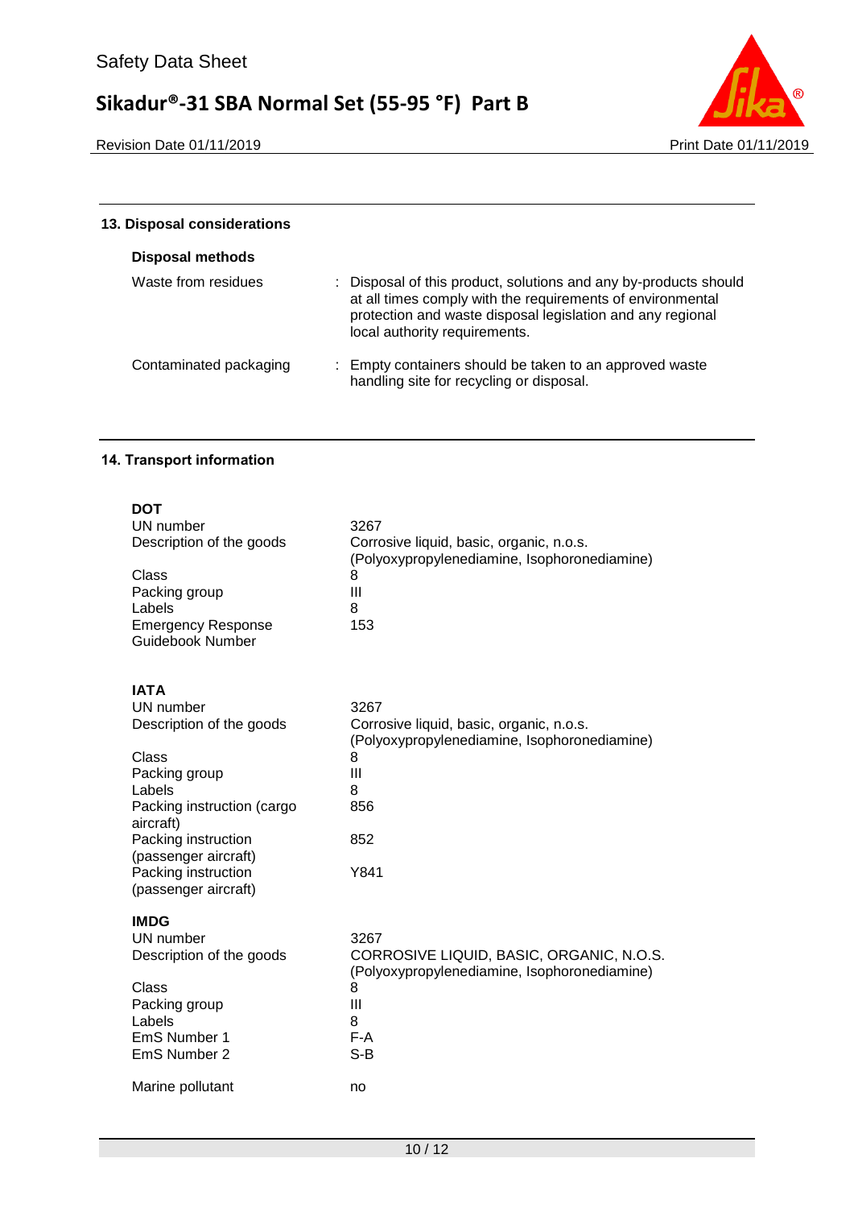## 13. Disposal considerations

**Disposal methods**

| | |
|---|---|
| Waste from residues | : Disposal of this product, solutions and any by-products should at all times comply with the requirements of environmental protection and waste disposal legislation and any regional local authority requirements. |
| Contaminated packaging | : Empty containers should be taken to an approved waste handling site for recycling or disposal. |

## 14. Transport information

**DOT**

| | |
|---|---|
| UN number | 3267 |
| Description of the goods | Corrosive liquid, basic, organic, n.o.s. (Polyoxypropylenediamine, Isophoronediamine) |
| Class | 8 |
| Packing group | III |
| Labels | 8 |
| Emergency Response Guidebook Number | 153 |

**IATA**

| | |
|---|---|
| UN number | 3267 |
| Description of the goods | Corrosive liquid, basic, organic, n.o.s. (Polyoxypropylenediamine, Isophoronediamine) |
| Class | 8 |
| Packing group | III |
| Labels | 8 |
| Packing instruction (cargo aircraft) | 856 |
| Packing instruction (passenger aircraft) | 852 |
| Packing instruction (passenger aircraft) | Y841 |

**IMDG**

| | |
|---|---|
| UN number | 3267 |
| Description of the goods | CORROSIVE LIQUID, BASIC, ORGANIC, N.O.S. (Polyoxypropylenediamine, Isophoronediamine) |
| Class | 8 |
| Packing group | III |
| Labels | 8 |
| EmS Number 1 | F-A |
| EmS Number 2 | S-B |
| Marine pollutant | no |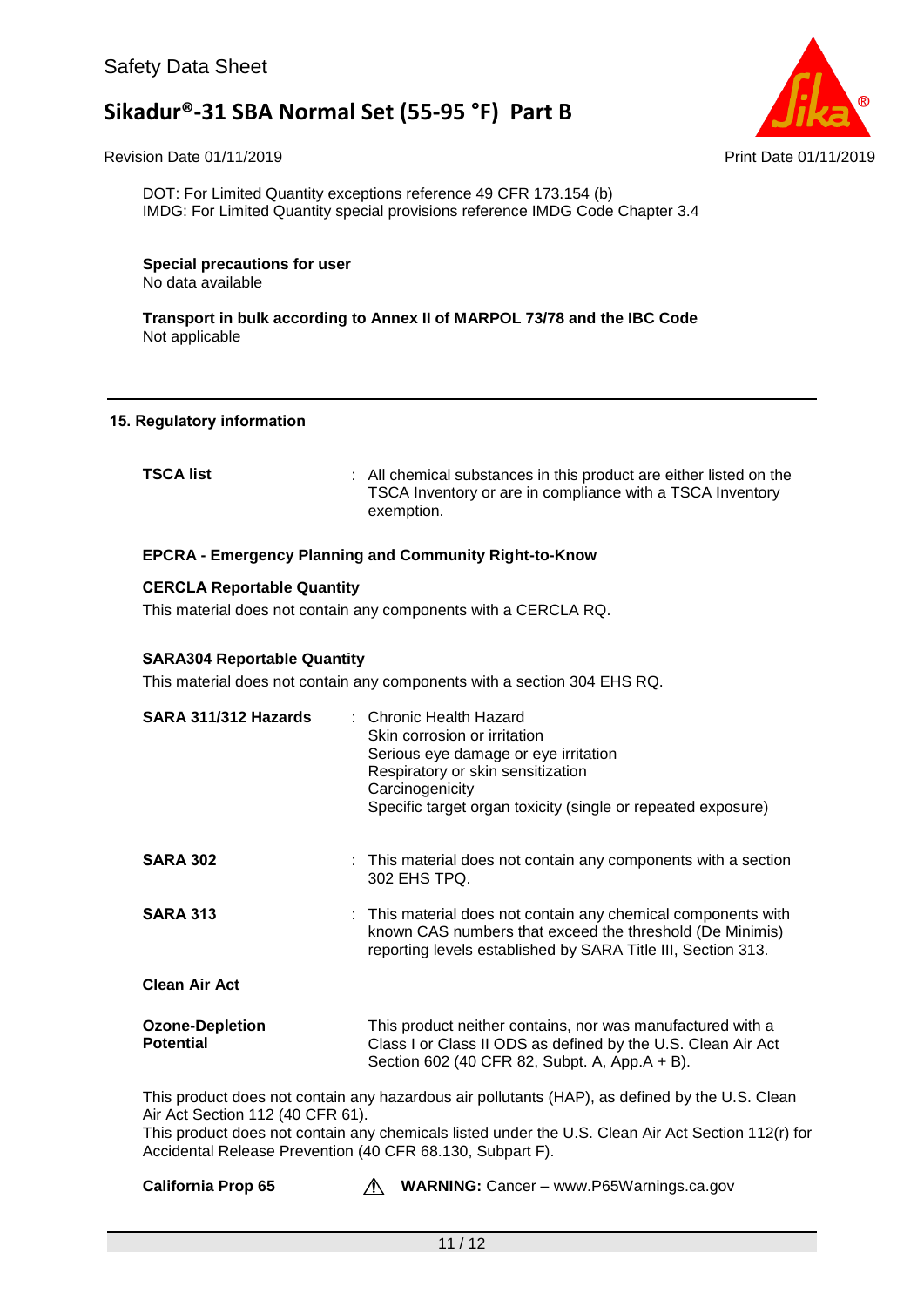DOT: For Limited Quantity exceptions reference 49 CFR 173.154 (b)
IMDG: For Limited Quantity special provisions reference IMDG Code Chapter 3.4

**Special precautions for user**
No data available

**Transport in bulk according to Annex II of MARPOL 73/78 and the IBC Code**
Not applicable

## 15. Regulatory information

**TSCA list** : All chemical substances in this product are either listed on the TSCA Inventory or are in compliance with a TSCA Inventory exemption.

**EPCRA - Emergency Planning and Community Right-to-Know**

**CERCLA Reportable Quantity**
This material does not contain any components with a CERCLA RQ.

**SARA304 Reportable Quantity**
This material does not contain any components with a section 304 EHS RQ.

**SARA 311/312 Hazards** : Chronic Health Hazard
Skin corrosion or irritation
Serious eye damage or eye irritation
Respiratory or skin sensitization
Carcinogenicity
Specific target organ toxicity (single or repeated exposure)

**SARA 302** : This material does not contain any components with a section 302 EHS TPQ.

**SARA 313** : This material does not contain any chemical components with known CAS numbers that exceed the threshold (De Minimis) reporting levels established by SARA Title III, Section 313.

**Clean Air Act**

**Ozone-Depletion Potential** This product neither contains, nor was manufactured with a Class I or Class II ODS as defined by the U.S. Clean Air Act Section 602 (40 CFR 82, Subpt. A, App.A + B).

This product does not contain any hazardous air pollutants (HAP), as defined by the U.S. Clean Air Act Section 112 (40 CFR 61).
This product does not contain any chemicals listed under the U.S. Clean Air Act Section 112(r) for Accidental Release Prevention (40 CFR 68.130, Subpart F).

**California Prop 65** ⚠ **WARNING:** Cancer – www.P65Warnings.ca.gov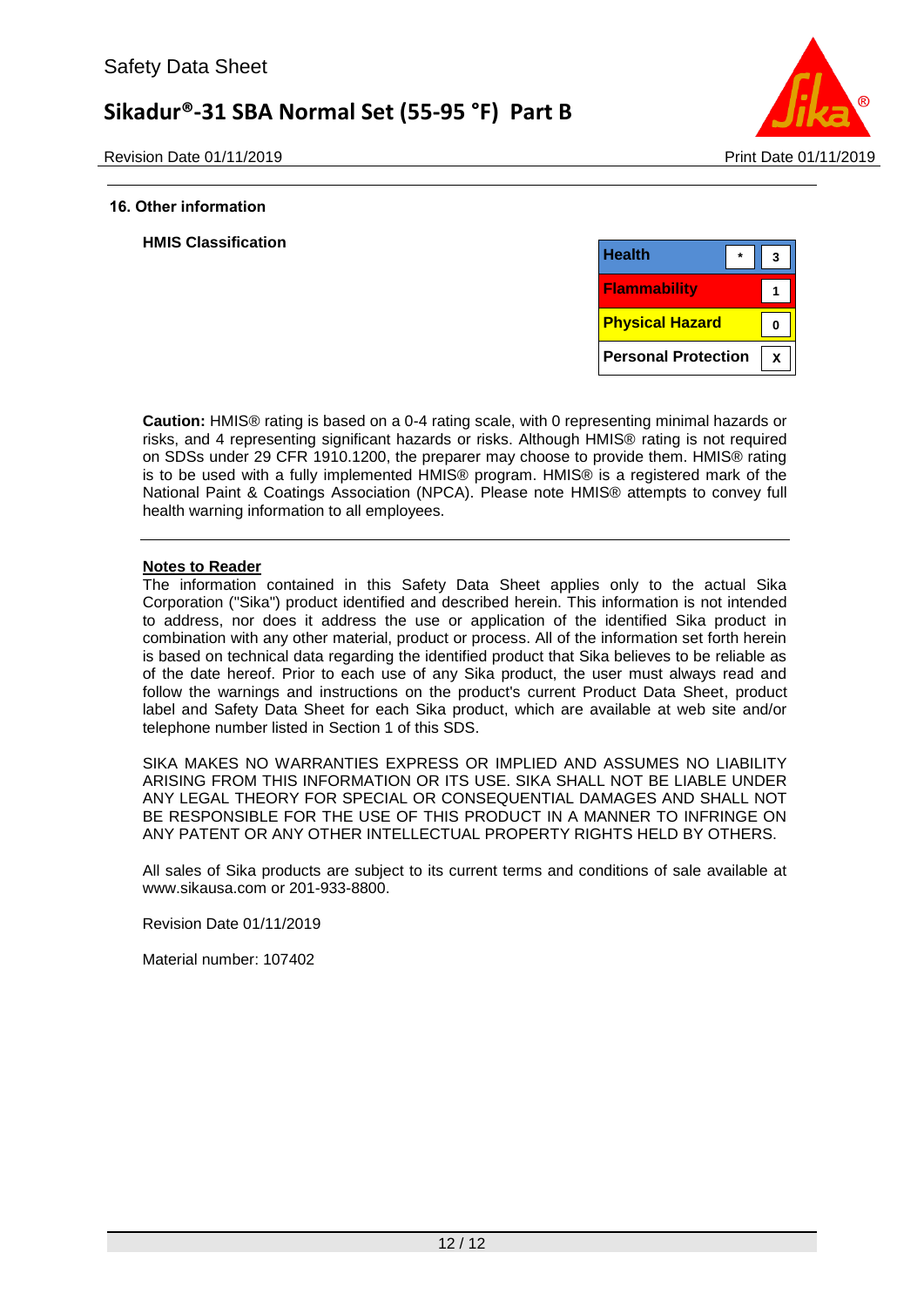## 16. Other information

**HMIS Classification**

| | | |
|---|---|---|
| Health | * | 3 |
| Flammability | | 1 |
| Physical Hazard | | 0 |
| Personal Protection | | X |

**Caution:** HMIS® rating is based on a 0-4 rating scale, with 0 representing minimal hazards or risks, and 4 representing significant hazards or risks. Although HMIS® rating is not required on SDSs under 29 CFR 1910.1200, the preparer may choose to provide them. HMIS® rating is to be used with a fully implemented HMIS® program. HMIS® is a registered mark of the National Paint & Coatings Association (NPCA). Please note HMIS® attempts to convey full health warning information to all employees.

**Notes to Reader**

The information contained in this Safety Data Sheet applies only to the actual Sika Corporation ("Sika") product identified and described herein. This information is not intended to address, nor does it address the use or application of the identified Sika product in combination with any other material, product or process. All of the information set forth herein is based on technical data regarding the identified product that Sika believes to be reliable as of the date hereof. Prior to each use of any Sika product, the user must always read and follow the warnings and instructions on the product's current Product Data Sheet, product label and Safety Data Sheet for each Sika product, which are available at web site and/or telephone number listed in Section 1 of this SDS.

SIKA MAKES NO WARRANTIES EXPRESS OR IMPLIED AND ASSUMES NO LIABILITY ARISING FROM THIS INFORMATION OR ITS USE. SIKA SHALL NOT BE LIABLE UNDER ANY LEGAL THEORY FOR SPECIAL OR CONSEQUENTIAL DAMAGES AND SHALL NOT BE RESPONSIBLE FOR THE USE OF THIS PRODUCT IN A MANNER TO INFRINGE ON ANY PATENT OR ANY OTHER INTELLECTUAL PROPERTY RIGHTS HELD BY OTHERS.

All sales of Sika products are subject to its current terms and conditions of sale available at www.sikausa.com or 201-933-8800.

Revision Date 01/11/2019

Material number: 107402